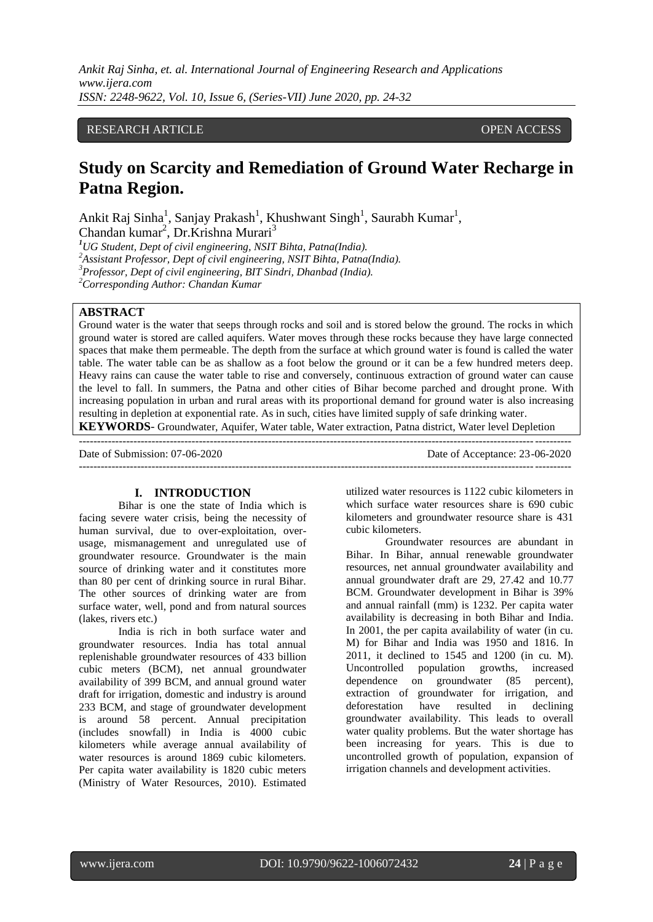RESEARCH ARTICLE OPEN ACCESS

# Study on Scarcity and Remediation of Ground Water Recharge in Patna Region.

Ankit Raj Sinha[1], Sanjay Prakash[1], Khushwant Singh[1], Saurabh Kumar[1], Chandan kumar[2], Dr.Krishna Murari[3]

[1]UG Student, Dept of civil engineering, NSIT Bihta, Patna(India).
[2]Assistant Professor, Dept of civil engineering, NSIT Bihta, Patna(India).
[3]Professor, Dept of civil engineering, BIT Sindri, Dhanbad (India).
[2]Corresponding Author: Chandan Kumar

**ABSTRACT**

Ground water is the water that seeps through rocks and soil and is stored below the ground. The rocks in which ground water is stored are called aquifers. Water moves through these rocks because they have large connected spaces that make them permeable. The depth from the surface at which ground water is found is called the water table. The water table can be as shallow as a foot below the ground or it can be a few hundred meters deep. Heavy rains can cause the water table to rise and conversely, continuous extraction of ground water can cause the level to fall. In summers, the Patna and other cities of Bihar become parched and drought prone. With increasing population in urban and rural areas with its proportional demand for ground water is also increasing resulting in depletion at exponential rate. As in such, cities have limited supply of safe drinking water.

**KEYWORDS**- Groundwater, Aquifer, Water table, Water extraction, Patna district, Water level Depletion

---

Date of Submission: 07-06-2020 Date of Acceptance: 23-06-2020

---

## I. INTRODUCTION

Bihar is one the state of India which is facing severe water crisis, being the necessity of human survival, due to over-exploitation, over-usage, mismanagement and unregulated use of groundwater resource. Groundwater is the main source of drinking water and it constitutes more than 80 per cent of drinking source in rural Bihar. The other sources of drinking water are from surface water, well, pond and from natural sources (lakes, rivers etc.)

India is rich in both surface water and groundwater resources. India has total annual replenishable groundwater resources of 433 billion cubic meters (BCM), net annual groundwater availability of 399 BCM, and annual ground water draft for irrigation, domestic and industry is around 233 BCM, and stage of groundwater development is around 58 percent. Annual precipitation (includes snowfall) in India is 4000 cubic kilometers while average annual availability of water resources is around 1869 cubic kilometers. Per capita water availability is 1820 cubic meters (Ministry of Water Resources, 2010). Estimated utilized water resources is 1122 cubic kilometers in which surface water resources share is 690 cubic kilometers and groundwater resource share is 431 cubic kilometers.

Groundwater resources are abundant in Bihar. In Bihar, annual renewable groundwater resources, net annual groundwater availability and annual groundwater draft are 29, 27.42 and 10.77 BCM. Groundwater development in Bihar is 39% and annual rainfall (mm) is 1232. Per capita water availability is decreasing in both Bihar and India. In 2001, the per capita availability of water (in cu. M) for Bihar and India was 1950 and 1816. In 2011, it declined to 1545 and 1200 (in cu. M). Uncontrolled population growths, increased dependence on groundwater (85 percent), extraction of groundwater for irrigation, and deforestation have resulted in declining groundwater availability. This leads to overall water quality problems. But the water shortage has been increasing for years. This is due to uncontrolled growth of population, expansion of irrigation channels and development activities.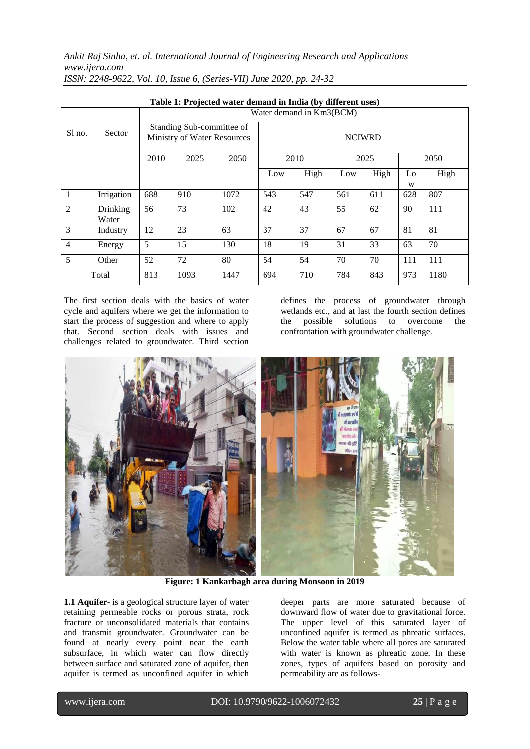**Table 1: Projected water demand in India (by different uses)**

| Sl no. | Sector | Water demand in Km3(BCM) | | | | | | | | |
|---|---|---|---|---|---|---|---|---|---|---|
| | | Standing Sub-committee of Ministry of Water Resources | | | NCIWRD | | | | | |
| | | 2010 | 2025 | 2050 | 2010 | | 2025 | | 2050 | |
| | | | | | Low | High | Low | High | Low | High |
| 1 | Irrigation | 688 | 910 | 1072 | 543 | 547 | 561 | 611 | 628 | 807 |
| 2 | Drinking Water | 56 | 73 | 102 | 42 | 43 | 55 | 62 | 90 | 111 |
| 3 | Industry | 12 | 23 | 63 | 37 | 37 | 67 | 67 | 81 | 81 |
| 4 | Energy | 5 | 15 | 130 | 18 | 19 | 31 | 33 | 63 | 70 |
| 5 | Other | 52 | 72 | 80 | 54 | 54 | 70 | 70 | 111 | 111 |
| Total | | 813 | 1093 | 1447 | 694 | 710 | 784 | 843 | 973 | 1180 |

The first section deals with the basics of water cycle and aquifers where we get the information to start the process of suggestion and where to apply that. Second section deals with issues and challenges related to groundwater. Third section defines the process of groundwater through wetlands etc., and at last the fourth section defines the possible solutions to overcome the confrontation with groundwater challenge.

**Figure: 1 Kankarbagh area during Monsoon in 2019**

**1.1 Aquifer**- is a geological structure layer of water retaining permeable rocks or porous strata, rock fracture or unconsolidated materials that contains and transmit groundwater. Groundwater can be found at nearly every point near the earth subsurface, in which water can flow directly between surface and saturated zone of aquifer, then aquifer is termed as unconfined aquifer in which deeper parts are more saturated because of downward flow of water due to gravitational force. The upper level of this saturated layer of unconfined aquifer is termed as phreatic surfaces. Below the water table where all pores are saturated with water is known as phreatic zone. In these zones, types of aquifers based on porosity and permeability are as follows-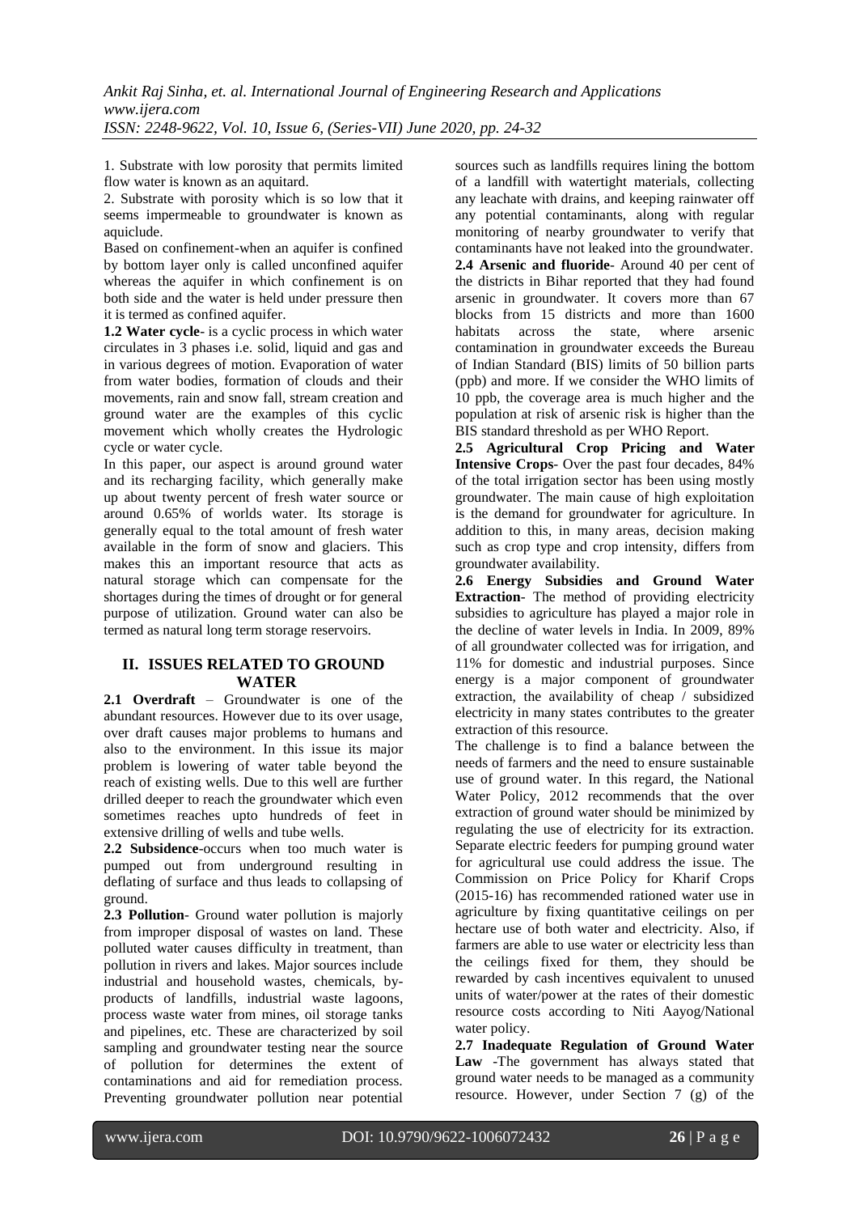1. Substrate with low porosity that permits limited flow water is known as an aquitard.

2. Substrate with porosity which is so low that it seems impermeable to groundwater is known as aquiclude.

Based on confinement-when an aquifer is confined by bottom layer only is called unconfined aquifer whereas the aquifer in which confinement is on both side and the water is held under pressure then it is termed as confined aquifer.

**1.2 Water cycle**- is a cyclic process in which water circulates in 3 phases i.e. solid, liquid and gas and in various degrees of motion. Evaporation of water from water bodies, formation of clouds and their movements, rain and snow fall, stream creation and ground water are the examples of this cyclic movement which wholly creates the Hydrologic cycle or water cycle.

In this paper, our aspect is around ground water and its recharging facility, which generally make up about twenty percent of fresh water source or around 0.65% of worlds water. Its storage is generally equal to the total amount of fresh water available in the form of snow and glaciers. This makes this an important resource that acts as natural storage which can compensate for the shortages during the times of drought or for general purpose of utilization. Ground water can also be termed as natural long term storage reservoirs.

## II. ISSUES RELATED TO GROUND WATER

**2.1 Overdraft** – Groundwater is one of the abundant resources. However due to its over usage, over draft causes major problems to humans and also to the environment. In this issue its major problem is lowering of water table beyond the reach of existing wells. Due to this well are further drilled deeper to reach the groundwater which even sometimes reaches upto hundreds of feet in extensive drilling of wells and tube wells.

**2.2 Subsidence**-occurs when too much water is pumped out from underground resulting in deflating of surface and thus leads to collapsing of ground.

**2.3 Pollution**- Ground water pollution is majorly from improper disposal of wastes on land. These polluted water causes difficulty in treatment, than pollution in rivers and lakes. Major sources include industrial and household wastes, chemicals, by-products of landfills, industrial waste lagoons, process waste water from mines, oil storage tanks and pipelines, etc. These are characterized by soil sampling and groundwater testing near the source of pollution for determines the extent of contaminations and aid for remediation process. Preventing groundwater pollution near potential sources such as landfills requires lining the bottom of a landfill with watertight materials, collecting any leachate with drains, and keeping rainwater off any potential contaminants, along with regular monitoring of nearby groundwater to verify that contaminants have not leaked into the groundwater.

**2.4 Arsenic and fluoride**- Around 40 per cent of the districts in Bihar reported that they had found arsenic in groundwater. It covers more than 67 blocks from 15 districts and more than 1600 habitats across the state, where arsenic contamination in groundwater exceeds the Bureau of Indian Standard (BIS) limits of 50 billion parts (ppb) and more. If we consider the WHO limits of 10 ppb, the coverage area is much higher and the population at risk of arsenic risk is higher than the BIS standard threshold as per WHO Report.

**2.5 Agricultural Crop Pricing and Water Intensive Crops**- Over the past four decades, 84% of the total irrigation sector has been using mostly groundwater. The main cause of high exploitation is the demand for groundwater for agriculture. In addition to this, in many areas, decision making such as crop type and crop intensity, differs from groundwater availability.

**2.6 Energy Subsidies and Ground Water Extraction**- The method of providing electricity subsidies to agriculture has played a major role in the decline of water levels in India. In 2009, 89% of all groundwater collected was for irrigation, and 11% for domestic and industrial purposes. Since energy is a major component of groundwater extraction, the availability of cheap / subsidized electricity in many states contributes to the greater extraction of this resource.

The challenge is to find a balance between the needs of farmers and the need to ensure sustainable use of ground water. In this regard, the National Water Policy, 2012 recommends that the over extraction of ground water should be minimized by regulating the use of electricity for its extraction. Separate electric feeders for pumping ground water for agricultural use could address the issue. The Commission on Price Policy for Kharif Crops (2015-16) has recommended rationed water use in agriculture by fixing quantitative ceilings on per hectare use of both water and electricity. Also, if farmers are able to use water or electricity less than the ceilings fixed for them, they should be rewarded by cash incentives equivalent to unused units of water/power at the rates of their domestic resource costs according to Niti Aayog/National water policy.

**2.7 Inadequate Regulation of Ground Water Law** -The government has always stated that ground water needs to be managed as a community resource. However, under Section 7 (g) of the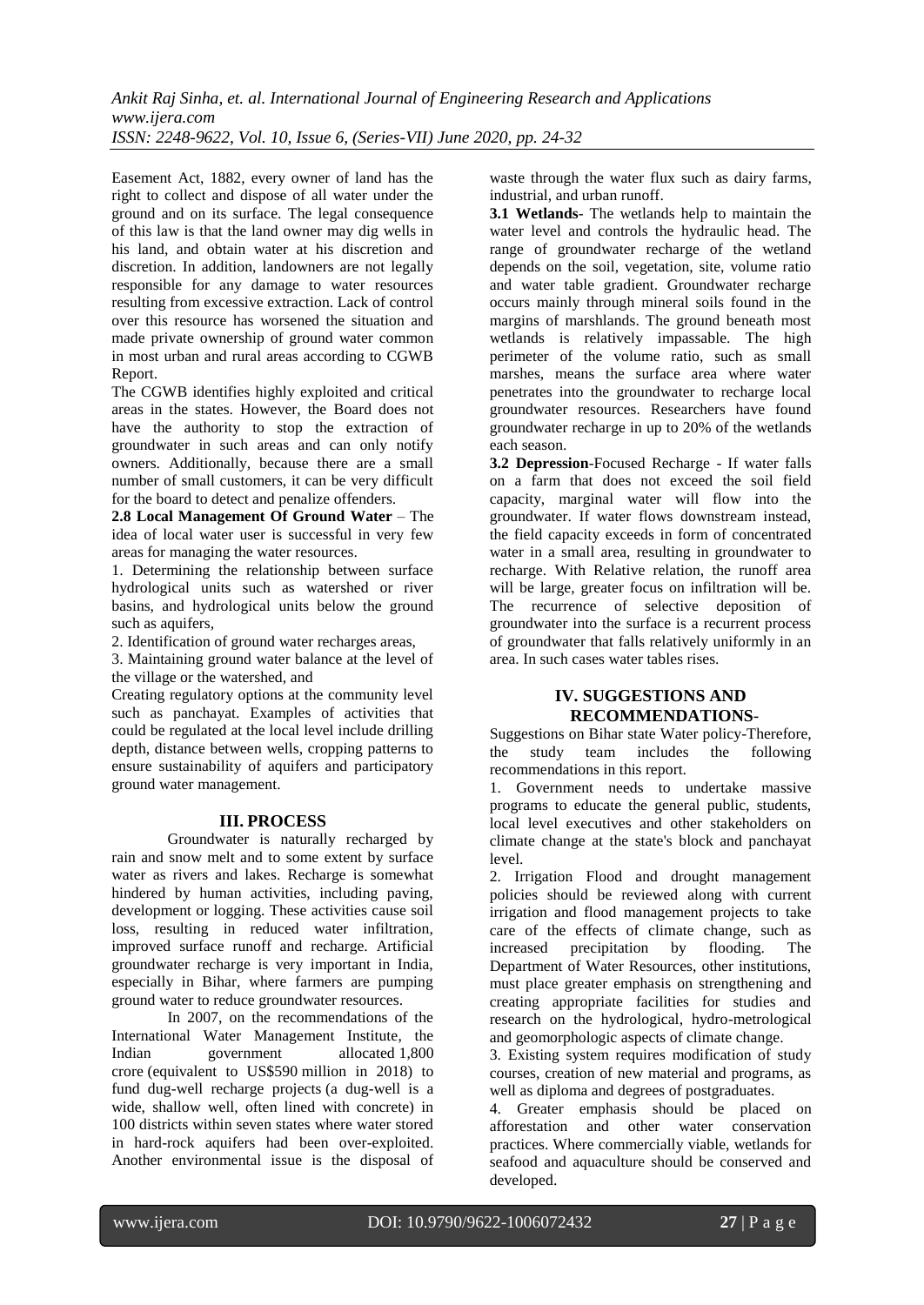Easement Act, 1882, every owner of land has the right to collect and dispose of all water under the ground and on its surface. The legal consequence of this law is that the land owner may dig wells in his land, and obtain water at his discretion and discretion. In addition, landowners are not legally responsible for any damage to water resources resulting from excessive extraction. Lack of control over this resource has worsened the situation and made private ownership of ground water common in most urban and rural areas according to CGWB Report.

The CGWB identifies highly exploited and critical areas in the states. However, the Board does not have the authority to stop the extraction of groundwater in such areas and can only notify owners. Additionally, because there are a small number of small customers, it can be very difficult for the board to detect and penalize offenders.

**2.8 Local Management Of Ground Water** – The idea of local water user is successful in very few areas for managing the water resources.

1. Determining the relationship between surface hydrological units such as watershed or river basins, and hydrological units below the ground such as aquifers,
2. Identification of ground water recharges areas,
3. Maintaining ground water balance at the level of the village or the watershed, and

Creating regulatory options at the community level such as panchayat. Examples of activities that could be regulated at the local level include drilling depth, distance between wells, cropping patterns to ensure sustainability of aquifers and participatory ground water management.

## III. PROCESS

Groundwater is naturally recharged by rain and snow melt and to some extent by surface water as rivers and lakes. Recharge is somewhat hindered by human activities, including paving, development or logging. These activities cause soil loss, resulting in reduced water infiltration, improved surface runoff and recharge. Artificial groundwater recharge is very important in India, especially in Bihar, where farmers are pumping ground water to reduce groundwater resources.

In 2007, on the recommendations of the International Water Management Institute, the Indian government allocated 1,800 crore (equivalent to US$590 million in 2018) to fund dug-well recharge projects (a dug-well is a wide, shallow well, often lined with concrete) in 100 districts within seven states where water stored in hard-rock aquifers had been over-exploited. Another environmental issue is the disposal of waste through the water flux such as dairy farms, industrial, and urban runoff.

**3.1 Wetlands**- The wetlands help to maintain the water level and controls the hydraulic head. The range of groundwater recharge of the wetland depends on the soil, vegetation, site, volume ratio and water table gradient. Groundwater recharge occurs mainly through mineral soils found in the margins of marshlands. The ground beneath most wetlands is relatively impassable. The high perimeter of the volume ratio, such as small marshes, means the surface area where water penetrates into the groundwater to recharge local groundwater resources. Researchers have found groundwater recharge in up to 20% of the wetlands each season.

**3.2 Depression**-Focused Recharge - If water falls on a farm that does not exceed the soil field capacity, marginal water will flow into the groundwater. If water flows downstream instead, the field capacity exceeds in form of concentrated water in a small area, resulting in groundwater to recharge. With Relative relation, the runoff area will be large, greater focus on infiltration will be. The recurrence of selective deposition of groundwater into the surface is a recurrent process of groundwater that falls relatively uniformly in an area. In such cases water tables rises.

## IV. SUGGESTIONS AND RECOMMENDATIONS-

Suggestions on Bihar state Water policy-Therefore, the study team includes the following recommendations in this report.

1. Government needs to undertake massive programs to educate the general public, students, local level executives and other stakeholders on climate change at the state's block and panchayat level.
2. Irrigation Flood and drought management policies should be reviewed along with current irrigation and flood management projects to take care of the effects of climate change, such as increased precipitation by flooding. The Department of Water Resources, other institutions, must place greater emphasis on strengthening and creating appropriate facilities for studies and research on the hydrological, hydro-metrological and geomorphologic aspects of climate change.
3. Existing system requires modification of study courses, creation of new material and programs, as well as diploma and degrees of postgraduates.
4. Greater emphasis should be placed on afforestation and other water conservation practices. Where commercially viable, wetlands for seafood and aquaculture should be conserved and developed.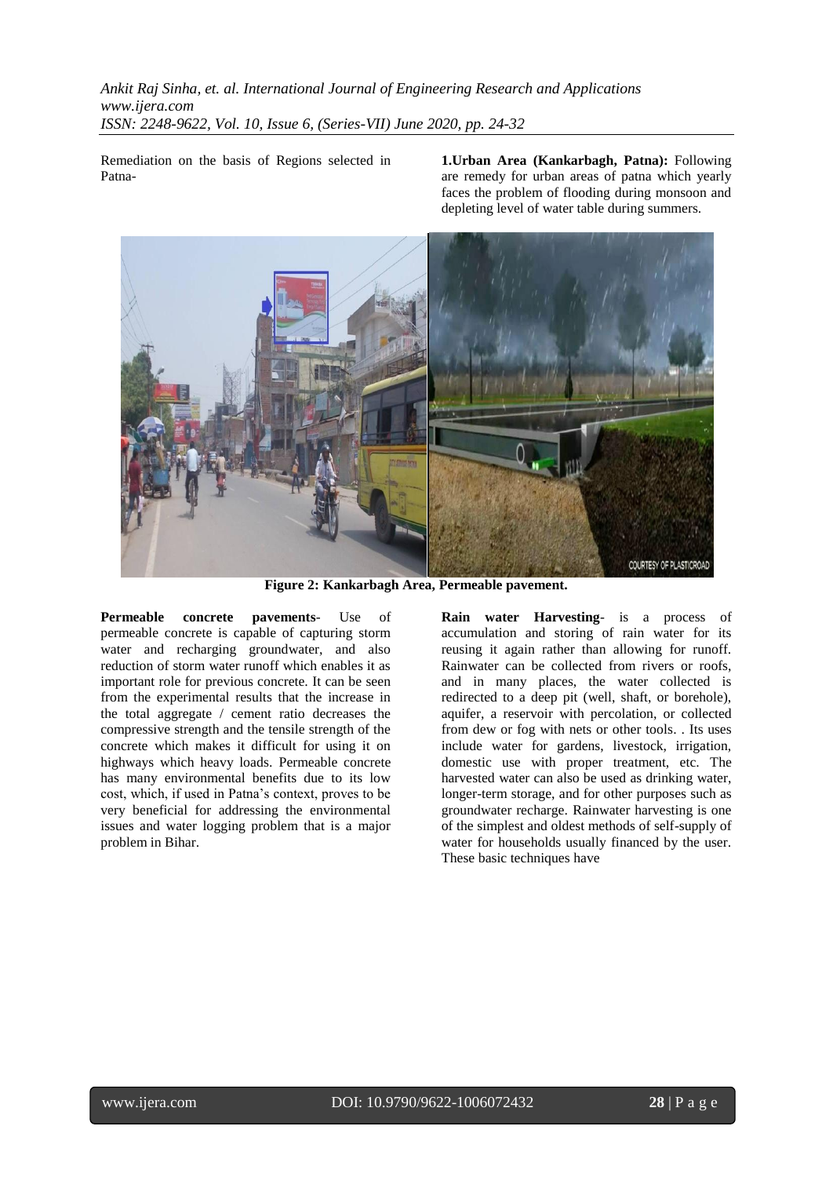Remediation on the basis of Regions selected in Patna-

**1.Urban Area (Kankarbagh, Patna):** Following are remedy for urban areas of patna which yearly faces the problem of flooding during monsoon and depleting level of water table during summers.

**Figure 2: Kankarbagh Area, Permeable pavement.**

**Permeable concrete pavements**- Use of permeable concrete is capable of capturing storm water and recharging groundwater, and also reduction of storm water runoff which enables it as important role for previous concrete. It can be seen from the experimental results that the increase in the total aggregate / cement ratio decreases the compressive strength and the tensile strength of the concrete which makes it difficult for using it on highways which heavy loads. Permeable concrete has many environmental benefits due to its low cost, which, if used in Patna's context, proves to be very beneficial for addressing the environmental issues and water logging problem that is a major problem in Bihar.

**Rain water Harvesting**- is a process of accumulation and storing of rain water for its reusing it again rather than allowing for runoff. Rainwater can be collected from rivers or roofs, and in many places, the water collected is redirected to a deep pit (well, shaft, or borehole), aquifer, a reservoir with percolation, or collected from dew or fog with nets or other tools. . Its uses include water for gardens, livestock, irrigation, domestic use with proper treatment, etc. The harvested water can also be used as drinking water, longer-term storage, and for other purposes such as groundwater recharge. Rainwater harvesting is one of the simplest and oldest methods of self-supply of water for households usually financed by the user. These basic techniques have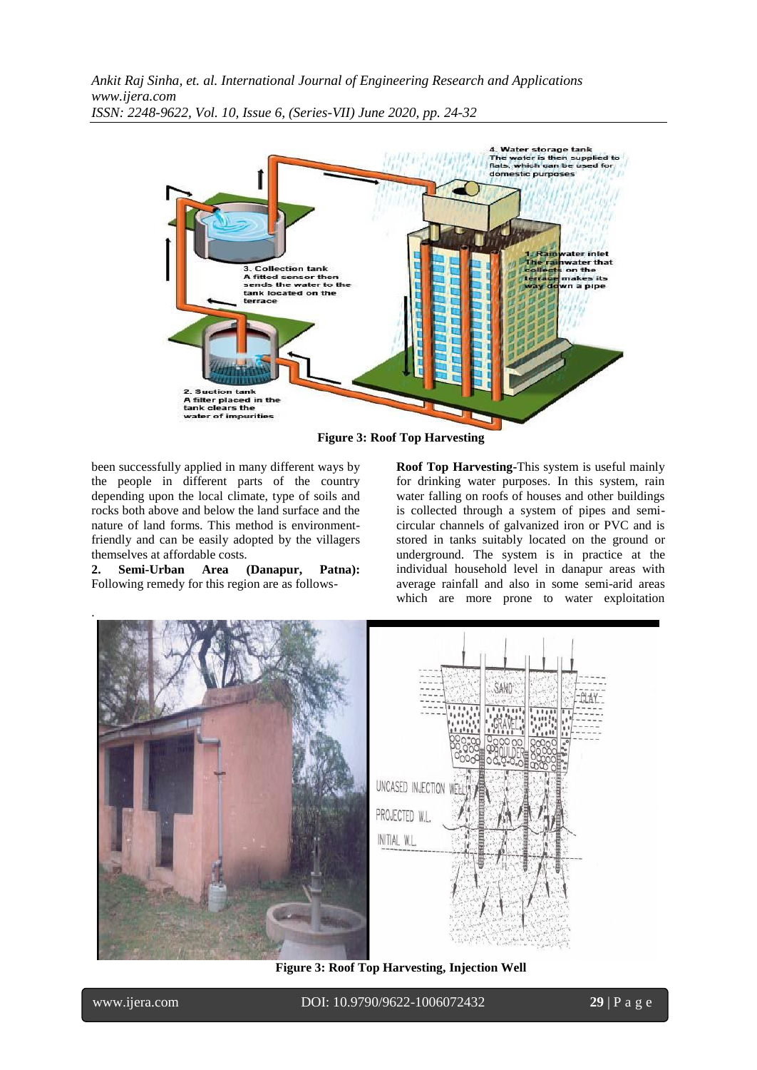**Figure 3: Roof Top Harvesting**

been successfully applied in many different ways by the people in different parts of the country depending upon the local climate, type of soils and rocks both above and below the land surface and the nature of land forms. This method is environment-friendly and can be easily adopted by the villagers themselves at affordable costs.

**2. Semi-Urban Area (Danapur, Patna):** Following remedy for this region are as follows-

**Roof Top Harvesting-**This system is useful mainly for drinking water purposes. In this system, rain water falling on roofs of houses and other buildings is collected through a system of pipes and semi-circular channels of galvanized iron or PVC and is stored in tanks suitably located on the ground or underground. The system is in practice at the individual household level in danapur areas with average rainfall and also in some semi-arid areas which are more prone to water exploitation

**Figure 3: Roof Top Harvesting, Injection Well**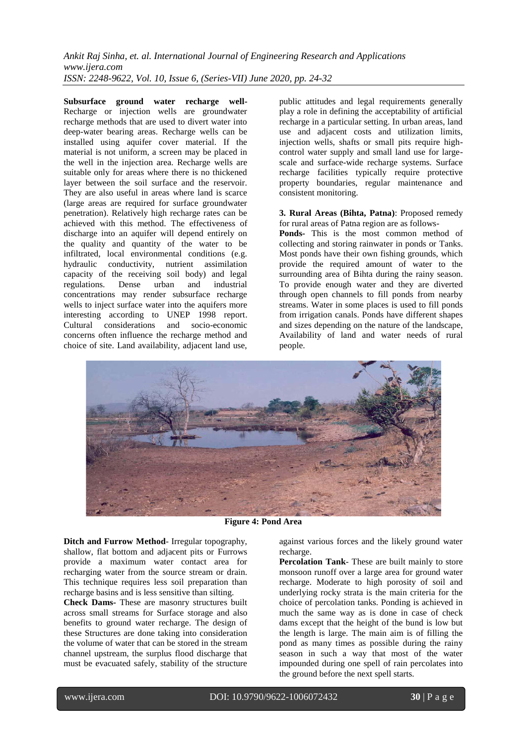**Subsurface ground water recharge well-** Recharge or injection wells are groundwater recharge methods that are used to divert water into deep-water bearing areas. Recharge wells can be installed using aquifer cover material. If the material is not uniform, a screen may be placed in the well in the injection area. Recharge wells are suitable only for areas where there is no thickened layer between the soil surface and the reservoir. They are also useful in areas where land is scarce (large areas are required for surface groundwater penetration). Relatively high recharge rates can be achieved with this method. The effectiveness of discharge into an aquifer will depend entirely on the quality and quantity of the water to be infiltrated, local environmental conditions (e.g. hydraulic conductivity, nutrient assimilation capacity of the receiving soil body) and legal regulations. Dense urban and industrial concentrations may render subsurface recharge wells to inject surface water into the aquifers more interesting according to UNEP 1998 report. Cultural considerations and socio-economic concerns often influence the recharge method and choice of site. Land availability, adjacent land use, public attitudes and legal requirements generally play a role in defining the acceptability of artificial recharge in a particular setting. In urban areas, land use and adjacent costs and utilization limits, injection wells, shafts or small pits require high-control water supply and small land use for large-scale and surface-wide recharge systems. Surface recharge facilities typically require protective property boundaries, regular maintenance and consistent monitoring.

**3. Rural Areas (Bihta, Patna)**: Proposed remedy for rural areas of Patna region are as follows-

**Ponds-** This is the most common method of collecting and storing rainwater in ponds or Tanks. Most ponds have their own fishing grounds, which provide the required amount of water to the surrounding area of Bihta during the rainy season. To provide enough water and they are diverted through open channels to fill ponds from nearby streams. Water in some places is used to fill ponds from irrigation canals. Ponds have different shapes and sizes depending on the nature of the landscape, Availability of land and water needs of rural people.

**Figure 4: Pond Area**

**Ditch and Furrow Method**- Irregular topography, shallow, flat bottom and adjacent pits or Furrows provide a maximum water contact area for recharging water from the source stream or drain. This technique requires less soil preparation than recharge basins and is less sensitive than silting.

**Check Dams-** These are masonry structures built across small streams for Surface storage and also benefits to ground water recharge. The design of these Structures are done taking into consideration the volume of water that can be stored in the stream channel upstream, the surplus flood discharge that must be evacuated safely, stability of the structure against various forces and the likely ground water recharge.

**Percolation Tank-** These are built mainly to store monsoon runoff over a large area for ground water recharge. Moderate to high porosity of soil and underlying rocky strata is the main criteria for the choice of percolation tanks. Ponding is achieved in much the same way as is done in case of check dams except that the height of the bund is low but the length is large. The main aim is of filling the pond as many times as possible during the rainy season in such a way that most of the water impounded during one spell of rain percolates into the ground before the next spell starts.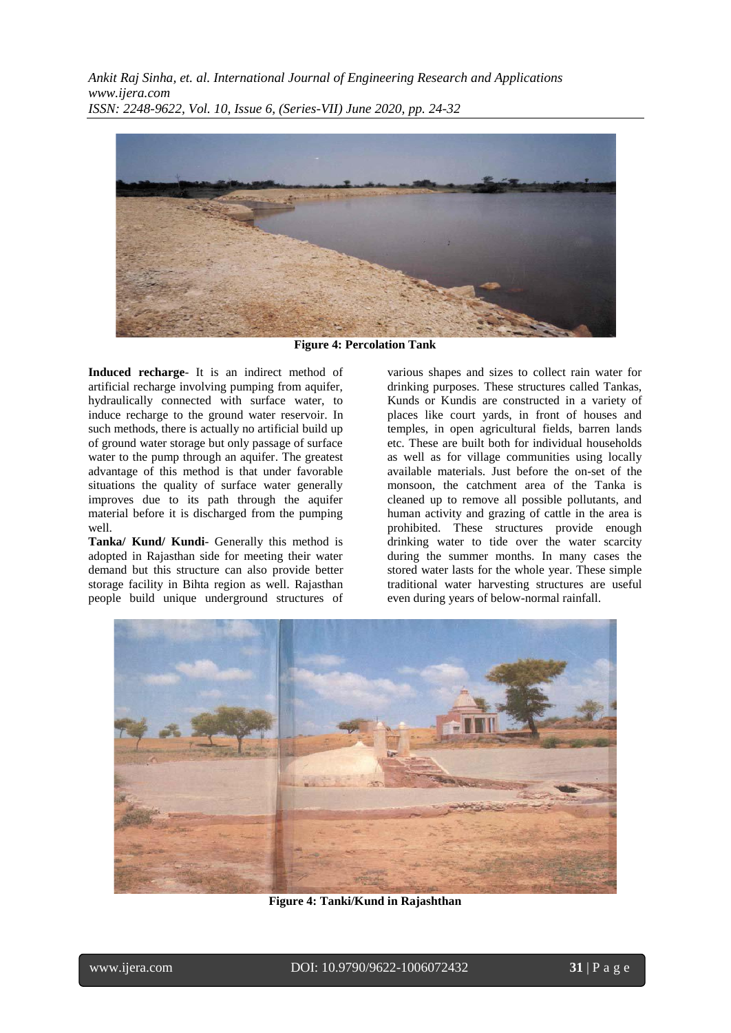Figure 4: Percolation Tank

**Induced recharge**- It is an indirect method of artificial recharge involving pumping from aquifer, hydraulically connected with surface water, to induce recharge to the ground water reservoir. In such methods, there is actually no artificial build up of ground water storage but only passage of surface water to the pump through an aquifer. The greatest advantage of this method is that under favorable situations the quality of surface water generally improves due to its path through the aquifer material before it is discharged from the pumping well.

**Tanka/ Kund/ Kundi**- Generally this method is adopted in Rajasthan side for meeting their water demand but this structure can also provide better storage facility in Bihta region as well. Rajasthan people build unique underground structures of various shapes and sizes to collect rain water for drinking purposes. These structures called Tankas, Kunds or Kundis are constructed in a variety of places like court yards, in front of houses and temples, in open agricultural fields, barren lands etc. These are built both for individual households as well as for village communities using locally available materials. Just before the on-set of the monsoon, the catchment area of the Tanka is cleaned up to remove all possible pollutants, and human activity and grazing of cattle in the area is prohibited. These structures provide enough drinking water to tide over the water scarcity during the summer months. In many cases the stored water lasts for the whole year. These simple traditional water harvesting structures are useful even during years of below-normal rainfall.

Figure 4: Tanki/Kund in Rajashthan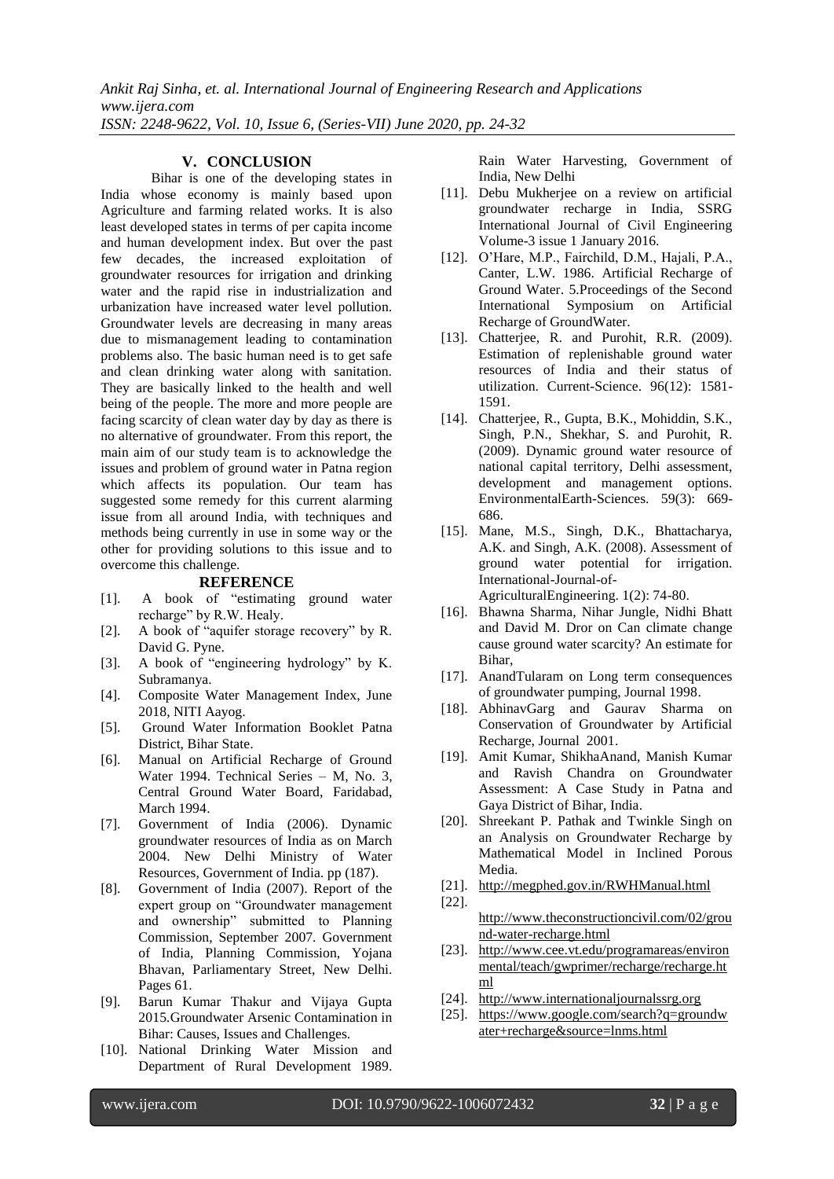## V. CONCLUSION

Bihar is one of the developing states in India whose economy is mainly based upon Agriculture and farming related works. It is also least developed states in terms of per capita income and human development index. But over the past few decades, the increased exploitation of groundwater resources for irrigation and drinking water and the rapid rise in industrialization and urbanization have increased water level pollution. Groundwater levels are decreasing in many areas due to mismanagement leading to contamination problems also. The basic human need is to get safe and clean drinking water along with sanitation. They are basically linked to the health and well being of the people. The more and more people are facing scarcity of clean water day by day as there is no alternative of groundwater. From this report, the main aim of our study team is to acknowledge the issues and problem of ground water in Patna region which affects its population. Our team has suggested some remedy for this current alarming issue from all around India, with techniques and methods being currently in use in some way or the other for providing solutions to this issue and to overcome this challenge.

## REFERENCE

[1]. A book of "estimating ground water recharge" by R.W. Healy.

[2]. A book of "aquifer storage recovery" by R. David G. Pyne.

[3]. A book of "engineering hydrology" by K. Subramanya.

[4]. Composite Water Management Index, June 2018, NITI Aayog.

[5]. Ground Water Information Booklet Patna District, Bihar State.

[6]. Manual on Artificial Recharge of Ground Water 1994. Technical Series – M, No. 3, Central Ground Water Board, Faridabad, March 1994.

[7]. Government of India (2006). Dynamic groundwater resources of India as on March 2004. New Delhi Ministry of Water Resources, Government of India. pp (187).

[8]. Government of India (2007). Report of the expert group on "Groundwater management and ownership" submitted to Planning Commission, September 2007. Government of India, Planning Commission, Yojana Bhavan, Parliamentary Street, New Delhi. Pages 61.

[9]. Barun Kumar Thakur and Vijaya Gupta 2015.Groundwater Arsenic Contamination in Bihar: Causes, Issues and Challenges.

[10]. National Drinking Water Mission and Department of Rural Development 1989. Rain Water Harvesting, Government of India, New Delhi

[11]. Debu Mukherjee on a review on artificial groundwater recharge in India, SSRG International Journal of Civil Engineering Volume-3 issue 1 January 2016.

[12]. O'Hare, M.P., Fairchild, D.M., Hajali, P.A., Canter, L.W. 1986. Artificial Recharge of Ground Water. 5.Proceedings of the Second International Symposium on Artificial Recharge of GroundWater.

[13]. Chatterjee, R. and Purohit, R.R. (2009). Estimation of replenishable ground water resources of India and their status of utilization. Current-Science. 96(12): 1581-1591.

[14]. Chatterjee, R., Gupta, B.K., Mohiddin, S.K., Singh, P.N., Shekhar, S. and Purohit, R. (2009). Dynamic ground water resource of national capital territory, Delhi assessment, development and management options. EnvironmentalEarth-Sciences. 59(3): 669-686.

[15]. Mane, M.S., Singh, D.K., Bhattacharya, A.K. and Singh, A.K. (2008). Assessment of ground water potential for irrigation. International-Journal-of-AgriculturalEngineering. 1(2): 74-80.

[16]. Bhawna Sharma, Nihar Jungle, Nidhi Bhatt and David M. Dror on Can climate change cause ground water scarcity? An estimate for Bihar,

[17]. AnandTularam on Long term consequences of groundwater pumping, Journal 1998.

[18]. AbhinavGarg and Gaurav Sharma on Conservation of Groundwater by Artificial Recharge, Journal 2001.

[19]. Amit Kumar, ShikhaAnand, Manish Kumar and Ravish Chandra on Groundwater Assessment: A Case Study in Patna and Gaya District of Bihar, India.

[20]. Shreekant P. Pathak and Twinkle Singh on an Analysis on Groundwater Recharge by Mathematical Model in Inclined Porous Media.

[21]. http://megphed.gov.in/RWHManual.html

[22]. http://www.theconstructioncivil.com/02/ground-water-recharge.html

[23]. http://www.cee.vt.edu/programareas/environmental/teach/gwprimer/recharge/recharge.html

[24]. http://www.internationaljournalssrg.org

[25]. https://www.google.com/search?q=groundwater+recharge&source=lnms.html